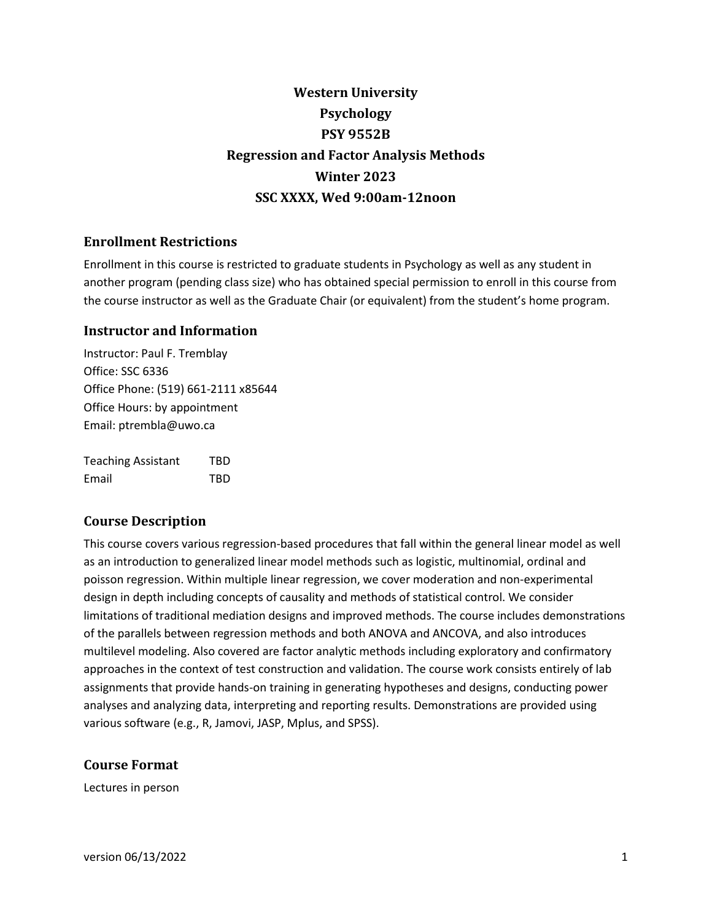# Western University
# Psychology
# PSY 9552B
# Regression and Factor Analysis Methods
# Winter 2023
# SSC XXXX, Wed 9:00am-12noon

## Enrollment Restrictions

Enrollment in this course is restricted to graduate students in Psychology as well as any student in another program (pending class size) who has obtained special permission to enroll in this course from the course instructor as well as the Graduate Chair (or equivalent) from the student's home program.

## Instructor and Information

Instructor: Paul F. Tremblay
Office: SSC 6336
Office Phone: (519) 661-2111 x85644
Office Hours: by appointment
Email: ptrembla@uwo.ca

| | |
|---|---|
| Teaching Assistant | TBD |
| Email | TBD |

## Course Description

This course covers various regression-based procedures that fall within the general linear model as well as an introduction to generalized linear model methods such as logistic, multinomial, ordinal and poisson regression. Within multiple linear regression, we cover moderation and non-experimental design in depth including concepts of causality and methods of statistical control. We consider limitations of traditional mediation designs and improved methods. The course includes demonstrations of the parallels between regression methods and both ANOVA and ANCOVA, and also introduces multilevel modeling. Also covered are factor analytic methods including exploratory and confirmatory approaches in the context of test construction and validation. The course work consists entirely of lab assignments that provide hands-on training in generating hypotheses and designs, conducting power analyses and analyzing data, interpreting and reporting results. Demonstrations are provided using various software (e.g., R, Jamovi, JASP, Mplus, and SPSS).

## Course Format

Lectures in person

version 06/13/2022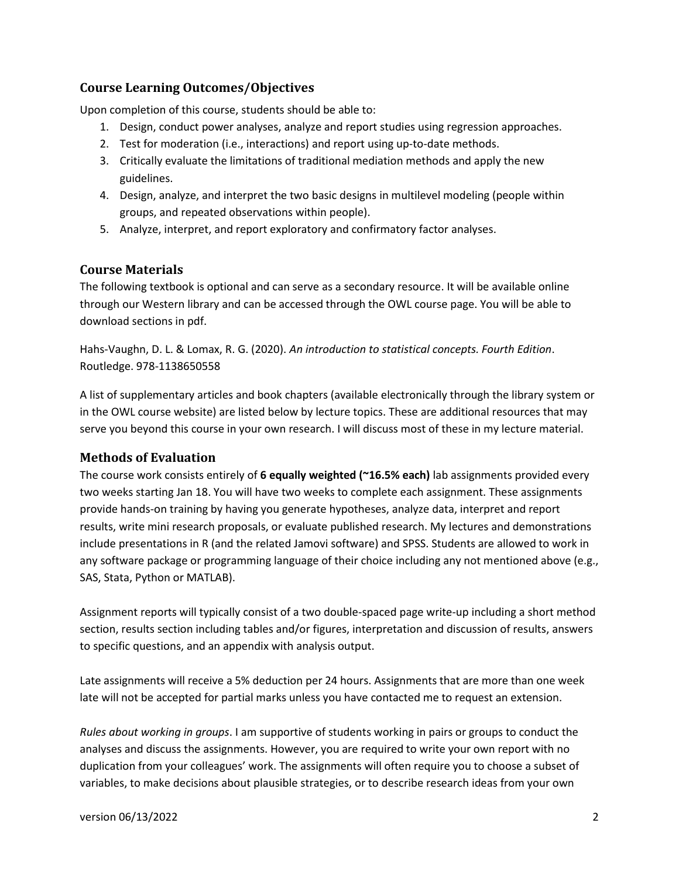## Course Learning Outcomes/Objectives

Upon completion of this course, students should be able to:

1. Design, conduct power analyses, analyze and report studies using regression approaches.
2. Test for moderation (i.e., interactions) and report using up-to-date methods.
3. Critically evaluate the limitations of traditional mediation methods and apply the new guidelines.
4. Design, analyze, and interpret the two basic designs in multilevel modeling (people within groups, and repeated observations within people).
5. Analyze, interpret, and report exploratory and confirmatory factor analyses.

## Course Materials

The following textbook is optional and can serve as a secondary resource. It will be available online through our Western library and can be accessed through the OWL course page. You will be able to download sections in pdf.

Hahs-Vaughn, D. L. & Lomax, R. G. (2020). *An introduction to statistical concepts. Fourth Edition*. Routledge. 978-1138650558

A list of supplementary articles and book chapters (available electronically through the library system or in the OWL course website) are listed below by lecture topics. These are additional resources that may serve you beyond this course in your own research. I will discuss most of these in my lecture material.

## Methods of Evaluation

The course work consists entirely of **6 equally weighted (~16.5% each)** lab assignments provided every two weeks starting Jan 18. You will have two weeks to complete each assignment. These assignments provide hands-on training by having you generate hypotheses, analyze data, interpret and report results, write mini research proposals, or evaluate published research. My lectures and demonstrations include presentations in R (and the related Jamovi software) and SPSS. Students are allowed to work in any software package or programming language of their choice including any not mentioned above (e.g., SAS, Stata, Python or MATLAB).

Assignment reports will typically consist of a two double-spaced page write-up including a short method section, results section including tables and/or figures, interpretation and discussion of results, answers to specific questions, and an appendix with analysis output.

Late assignments will receive a 5% deduction per 24 hours. Assignments that are more than one week late will not be accepted for partial marks unless you have contacted me to request an extension.

*Rules about working in groups*. I am supportive of students working in pairs or groups to conduct the analyses and discuss the assignments. However, you are required to write your own report with no duplication from your colleagues' work. The assignments will often require you to choose a subset of variables, to make decisions about plausible strategies, or to describe research ideas from your own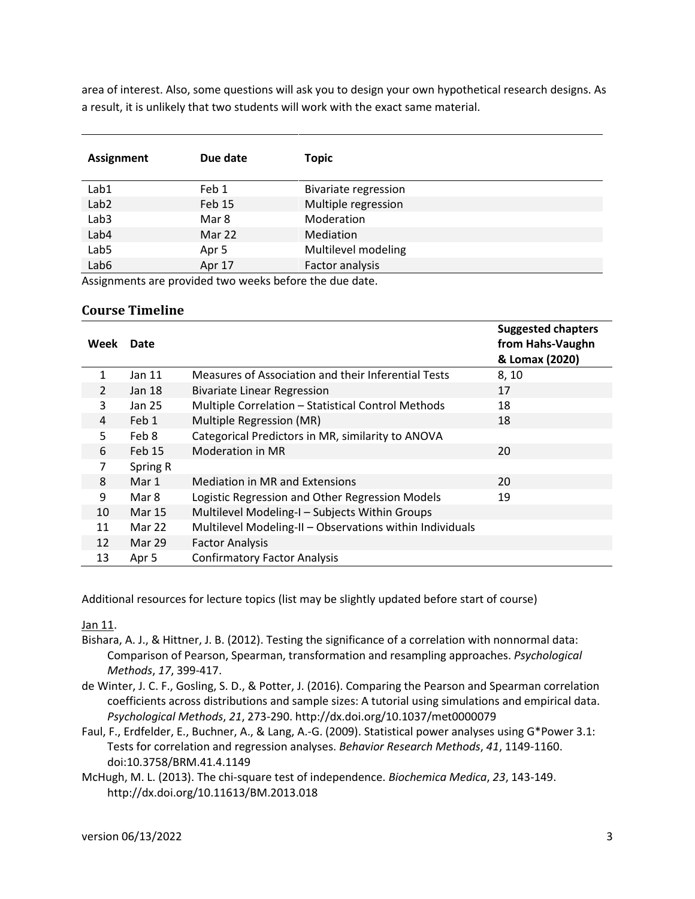area of interest. Also, some questions will ask you to design your own hypothetical research designs. As a result, it is unlikely that two students will work with the exact same material.

| Assignment | Due date | Topic |
|---|---|---|
| Lab1 | Feb 1 | Bivariate regression |
| Lab2 | Feb 15 | Multiple regression |
| Lab3 | Mar 8 | Moderation |
| Lab4 | Mar 22 | Mediation |
| Lab5 | Apr 5 | Multilevel modeling |
| Lab6 | Apr 17 | Factor analysis |

Assignments are provided two weeks before the due date.

## Course Timeline

| Week | Date | | Suggested chapters from Hahs-Vaughn & Lomax (2020) |
|---|---|---|---|
| 1 | Jan 11 | Measures of Association and their Inferential Tests | 8, 10 |
| 2 | Jan 18 | Bivariate Linear Regression | 17 |
| 3 | Jan 25 | Multiple Correlation – Statistical Control Methods | 18 |
| 4 | Feb 1 | Multiple Regression (MR) | 18 |
| 5 | Feb 8 | Categorical Predictors in MR, similarity to ANOVA | |
| 6 | Feb 15 | Moderation in MR | 20 |
| 7 | Spring R | | |
| 8 | Mar 1 | Mediation in MR and Extensions | 20 |
| 9 | Mar 8 | Logistic Regression and Other Regression Models | 19 |
| 10 | Mar 15 | Multilevel Modeling-I – Subjects Within Groups | |
| 11 | Mar 22 | Multilevel Modeling-II – Observations within Individuals | |
| 12 | Mar 29 | Factor Analysis | |
| 13 | Apr 5 | Confirmatory Factor Analysis | |

Additional resources for lecture topics (list may be slightly updated before start of course)

Jan 11.

Bishara, A. J., & Hittner, J. B. (2012). Testing the significance of a correlation with nonnormal data: Comparison of Pearson, Spearman, transformation and resampling approaches. *Psychological Methods*, *17*, 399-417.

de Winter, J. C. F., Gosling, S. D., & Potter, J. (2016). Comparing the Pearson and Spearman correlation coefficients across distributions and sample sizes: A tutorial using simulations and empirical data. *Psychological Methods*, *21*, 273-290. http://dx.doi.org/10.1037/met0000079

Faul, F., Erdfelder, E., Buchner, A., & Lang, A.-G. (2009). Statistical power analyses using G*Power 3.1: Tests for correlation and regression analyses. *Behavior Research Methods*, *41*, 1149-1160. doi:10.3758/BRM.41.4.1149

McHugh, M. L. (2013). The chi-square test of independence. *Biochemica Medica*, *23*, 143-149. http://dx.doi.org/10.11613/BM.2013.018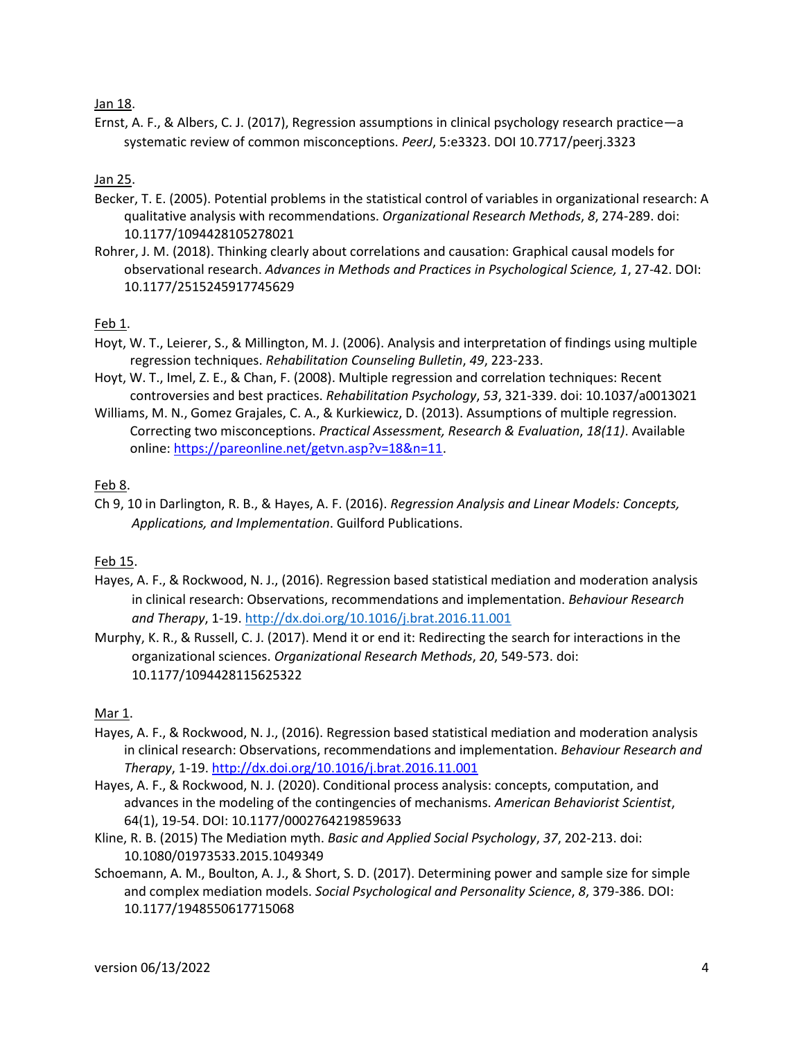Jan 18.

Ernst, A. F., & Albers, C. J. (2017), Regression assumptions in clinical psychology research practice—a systematic review of common misconceptions. *PeerJ*, 5:e3323. DOI 10.7717/peerj.3323

Jan 25.

Becker, T. E. (2005). Potential problems in the statistical control of variables in organizational research: A qualitative analysis with recommendations. *Organizational Research Methods*, *8*, 274-289. doi: 10.1177/1094428105278021

Rohrer, J. M. (2018). Thinking clearly about correlations and causation: Graphical causal models for observational research. *Advances in Methods and Practices in Psychological Science, 1*, 27-42. DOI: 10.1177/2515245917745629

Feb 1.

Hoyt, W. T., Leierer, S., & Millington, M. J. (2006). Analysis and interpretation of findings using multiple regression techniques. *Rehabilitation Counseling Bulletin*, *49*, 223-233.

Hoyt, W. T., Imel, Z. E., & Chan, F. (2008). Multiple regression and correlation techniques: Recent controversies and best practices. *Rehabilitation Psychology*, *53*, 321-339. doi: 10.1037/a0013021

Williams, M. N., Gomez Grajales, C. A., & Kurkiewicz, D. (2013). Assumptions of multiple regression. Correcting two misconceptions. *Practical Assessment, Research & Evaluation*, *18(11)*. Available online: [https://pareonline.net/getvn.asp?v=18&n=11](https://pareonline.net/getvn.asp?v=18&n=11).

Feb 8.

Ch 9, 10 in Darlington, R. B., & Hayes, A. F. (2016). *Regression Analysis and Linear Models: Concepts, Applications, and Implementation*. Guilford Publications.

Feb 15.

Hayes, A. F., & Rockwood, N. J., (2016). Regression based statistical mediation and moderation analysis in clinical research: Observations, recommendations and implementation. *Behaviour Research and Therapy*, 1-19. [http://dx.doi.org/10.1016/j.brat.2016.11.001](http://dx.doi.org/10.1016/j.brat.2016.11.001)

Murphy, K. R., & Russell, C. J. (2017). Mend it or end it: Redirecting the search for interactions in the organizational sciences. *Organizational Research Methods*, *20*, 549-573. doi: 10.1177/1094428115625322

Mar 1.

Hayes, A. F., & Rockwood, N. J., (2016). Regression based statistical mediation and moderation analysis in clinical research: Observations, recommendations and implementation. *Behaviour Research and Therapy*, 1-19. [http://dx.doi.org/10.1016/j.brat.2016.11.001](http://dx.doi.org/10.1016/j.brat.2016.11.001)

Hayes, A. F., & Rockwood, N. J. (2020). Conditional process analysis: concepts, computation, and advances in the modeling of the contingencies of mechanisms. *American Behaviorist Scientist*, 64(1), 19-54. DOI: 10.1177/0002764219859633

Kline, R. B. (2015) The Mediation myth. *Basic and Applied Social Psychology*, *37*, 202-213. doi: 10.1080/01973533.2015.1049349

Schoemann, A. M., Boulton, A. J., & Short, S. D. (2017). Determining power and sample size for simple and complex mediation models. *Social Psychological and Personality Science*, *8*, 379-386. DOI: 10.1177/1948550617715068

version 06/13/2022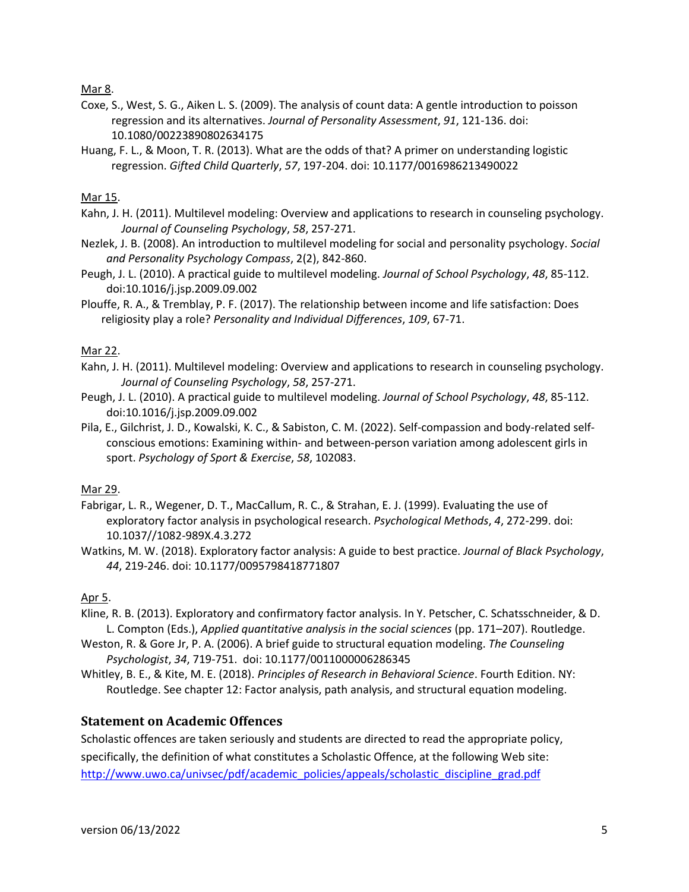Mar 8.

Coxe, S., West, S. G., Aiken L. S. (2009). The analysis of count data: A gentle introduction to poisson regression and its alternatives. *Journal of Personality Assessment*, *91*, 121-136. doi: 10.1080/00223890802634175

Huang, F. L., & Moon, T. R. (2013). What are the odds of that? A primer on understanding logistic regression. *Gifted Child Quarterly*, *57*, 197-204. doi: 10.1177/0016986213490022

Mar 15.

Kahn, J. H. (2011). Multilevel modeling: Overview and applications to research in counseling psychology. *Journal of Counseling Psychology*, *58*, 257-271.

Nezlek, J. B. (2008). An introduction to multilevel modeling for social and personality psychology. *Social and Personality Psychology Compass*, 2(2), 842-860.

Peugh, J. L. (2010). A practical guide to multilevel modeling. *Journal of School Psychology*, *48*, 85-112. doi:10.1016/j.jsp.2009.09.002

Plouffe, R. A., & Tremblay, P. F. (2017). The relationship between income and life satisfaction: Does religiosity play a role? *Personality and Individual Differences*, *109*, 67-71.

Mar 22.

Kahn, J. H. (2011). Multilevel modeling: Overview and applications to research in counseling psychology. *Journal of Counseling Psychology*, *58*, 257-271.

Peugh, J. L. (2010). A practical guide to multilevel modeling. *Journal of School Psychology*, *48*, 85-112. doi:10.1016/j.jsp.2009.09.002

Pila, E., Gilchrist, J. D., Kowalski, K. C., & Sabiston, C. M. (2022). Self-compassion and body-related self-conscious emotions: Examining within- and between-person variation among adolescent girls in sport. *Psychology of Sport & Exercise*, *58*, 102083.

Mar 29.

Fabrigar, L. R., Wegener, D. T., MacCallum, R. C., & Strahan, E. J. (1999). Evaluating the use of exploratory factor analysis in psychological research. *Psychological Methods*, *4*, 272-299. doi: 10.1037//1082-989X.4.3.272

Watkins, M. W. (2018). Exploratory factor analysis: A guide to best practice. *Journal of Black Psychology*, *44*, 219-246. doi: 10.1177/0095798418771807

Apr 5.

Kline, R. B. (2013). Exploratory and confirmatory factor analysis. In Y. Petscher, C. Schatsschneider, & D. L. Compton (Eds.), *Applied quantitative analysis in the social sciences* (pp. 171–207). Routledge.

Weston, R. & Gore Jr, P. A. (2006). A brief guide to structural equation modeling. *The Counseling Psychologist*, *34*, 719-751. doi: 10.1177/0011000006286345

Whitley, B. E., & Kite, M. E. (2018). *Principles of Research in Behavioral Science*. Fourth Edition. NY: Routledge. See chapter 12: Factor analysis, path analysis, and structural equation modeling.

## Statement on Academic Offences

Scholastic offences are taken seriously and students are directed to read the appropriate policy, specifically, the definition of what constitutes a Scholastic Offence, at the following Web site: [http://www.uwo.ca/univsec/pdf/academic_policies/appeals/scholastic_discipline_grad.pdf](http://www.uwo.ca/univsec/pdf/academic_policies/appeals/scholastic_discipline_grad.pdf)

version 06/13/2022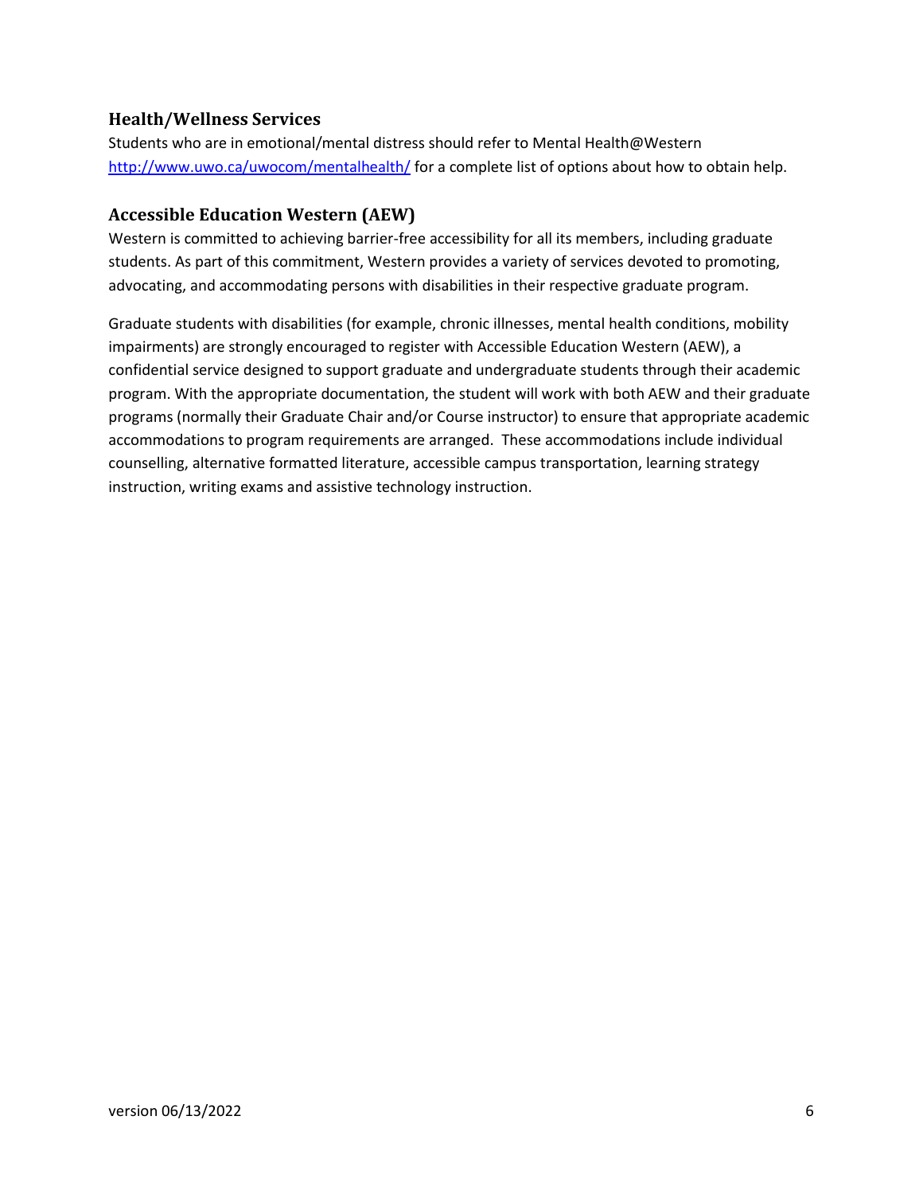## Health/Wellness Services

Students who are in emotional/mental distress should refer to Mental Health@Western [http://www.uwo.ca/uwocom/mentalhealth/](http://www.uwo.ca/uwocom/mentalhealth/) for a complete list of options about how to obtain help.

## Accessible Education Western (AEW)

Western is committed to achieving barrier-free accessibility for all its members, including graduate students. As part of this commitment, Western provides a variety of services devoted to promoting, advocating, and accommodating persons with disabilities in their respective graduate program.

Graduate students with disabilities (for example, chronic illnesses, mental health conditions, mobility impairments) are strongly encouraged to register with Accessible Education Western (AEW), a confidential service designed to support graduate and undergraduate students through their academic program. With the appropriate documentation, the student will work with both AEW and their graduate programs (normally their Graduate Chair and/or Course instructor) to ensure that appropriate academic accommodations to program requirements are arranged. These accommodations include individual counselling, alternative formatted literature, accessible campus transportation, learning strategy instruction, writing exams and assistive technology instruction.

version 06/13/2022